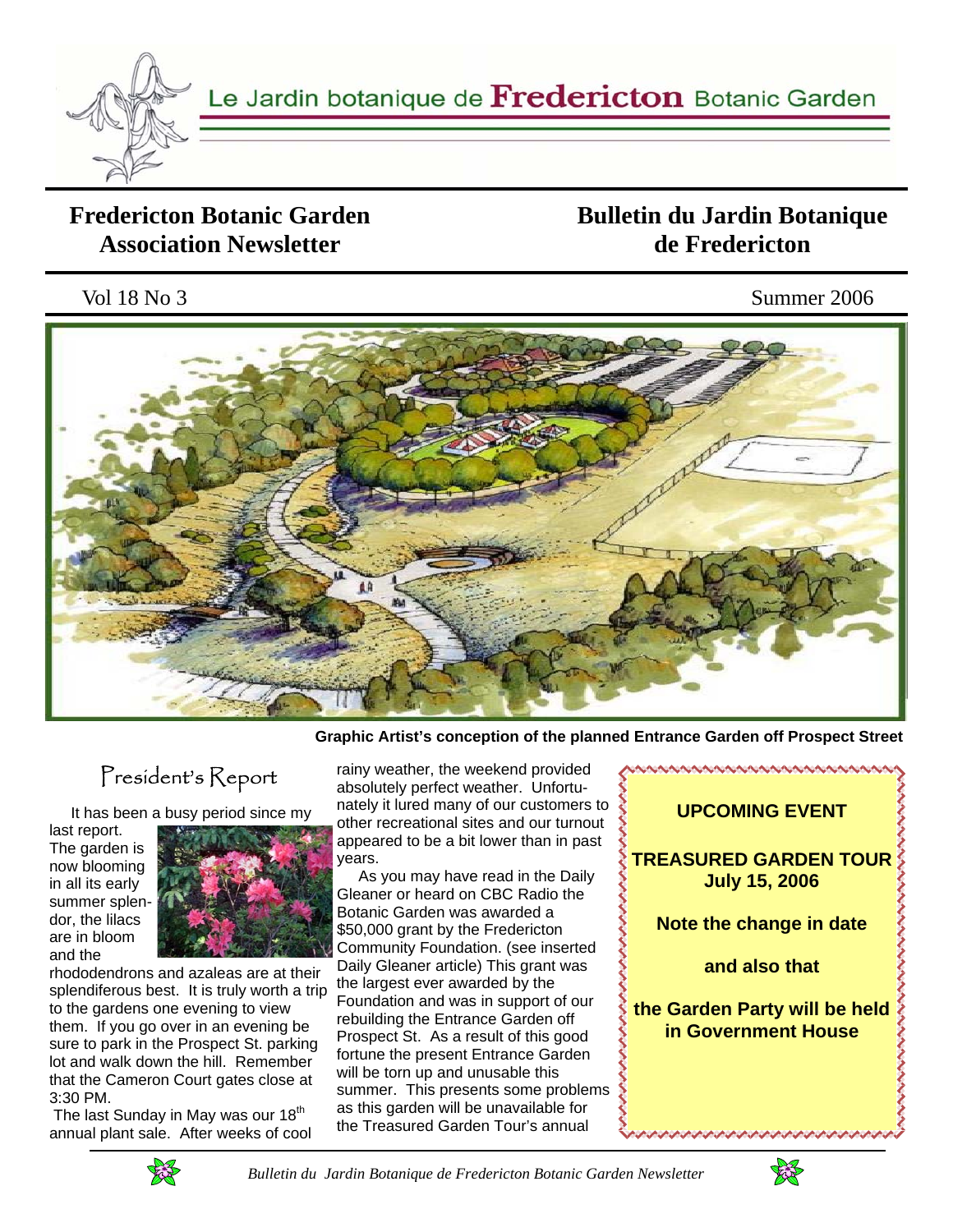Le Jardin botanique de **Fredericton** Botanic Garden

# Fredericton Botanic Garden Association Newsletter

# Bulletin du Jardin Botanique de Fredericton

Vol 18 No 3 — Summer 2006

**Graphic Artist's conception of the planned Entrance Garden off Prospect Street**

## President's Report

It has been a busy period since my last report. The garden is now blooming in all its early summer splendor, the lilacs are in bloom and the rhododendrons and azaleas are at their splendiferous best. It is truly worth a trip to the gardens one evening to view them. If you go over in an evening be sure to park in the Prospect St. parking lot and walk down the hill. Remember that the Cameron Court gates close at 3:30 PM.

The last Sunday in May was our 18th annual plant sale. After weeks of cool rainy weather, the weekend provided absolutely perfect weather. Unfortunately it lured many of our customers to other recreational sites and our turnout appeared to be a bit lower than in past years.

As you may have read in the Daily Gleaner or heard on CBC Radio the Botanic Garden was awarded a $50,000 grant by the Fredericton Community Foundation. (see inserted Daily Gleaner article) This grant was the largest ever awarded by the Foundation and was in support of our rebuilding the Entrance Garden off Prospect St. As a result of this good fortune the present Entrance Garden will be torn up and unusable this summer. This presents some problems as this garden will be unavailable for the Treasured Garden Tour's annual

---

**UPCOMING EVENT**

**TREASURED GARDEN TOUR July 15, 2006**

**Note the change in date**

**and also that**

**the Garden Party will be held in Government House**

---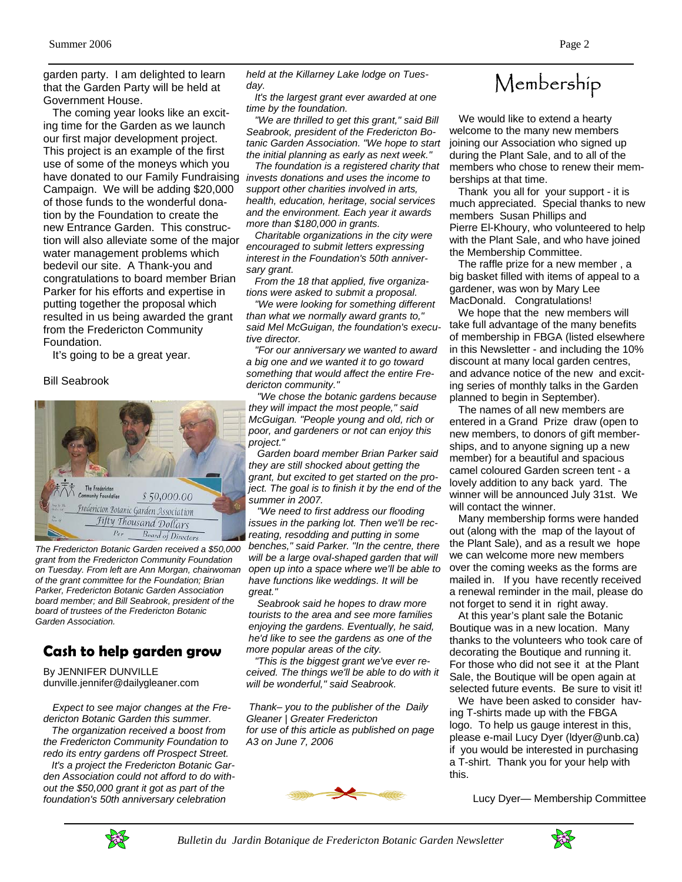garden party. I am delighted to learn that the Garden Party will be held at Government House.

The coming year looks like an exciting time for the Garden as we launch our first major development project. This project is an example of the first use of some of the moneys which you have donated to our Family Fundraising Campaign. We will be adding $20,000 of those funds to the wonderful donation by the Foundation to create the new Entrance Garden. This construction will also alleviate some of the major water management problems which bedevil our site. A Thank-you and congratulations to board member Brian Parker for his efforts and expertise in putting together the proposal which resulted in us being awarded the grant from the Fredericton Community Foundation.

It's going to be a great year.

Bill Seabrook

*The Fredericton Botanic Garden received a $50,000 grant from the Fredericton Community Foundation on Tuesday. From left are Ann Morgan, chairwoman of the grant committee for the Foundation; Brian Parker, Fredericton Botanic Garden Association board member; and Bill Seabrook, president of the board of trustees of the Fredericton Botanic Garden Association.*

## Cash to help garden grow

By JENNIFER DUNVILLE
dunville.jennifer@dailygleaner.com

*Expect to see major changes at the Fredericton Botanic Garden this summer.*

*The organization received a boost from the Fredericton Community Foundation to redo its entry gardens off Prospect Street.*

*It's a project the Fredericton Botanic Garden Association could not afford to do without the $50,000 grant it got as part of the foundation's 50th anniversary celebration held at the Killarney Lake lodge on Tuesday.*

*It's the largest grant ever awarded at one time by the foundation.*

*"We are thrilled to get this grant," said Bill Seabrook, president of the Fredericton Botanic Garden Association. "We hope to start the initial planning as early as next week."*

*The foundation is a registered charity that invests donations and uses the income to support other charities involved in arts, health, education, heritage, social services and the environment. Each year it awards more than $180,000 in grants.*

*Charitable organizations in the city were encouraged to submit letters expressing interest in the Foundation's 50th anniversary grant.*

*From the 18 that applied, five organizations were asked to submit a proposal.*

*"We were looking for something different than what we normally award grants to," said Mel McGuigan, the foundation's executive director.*

*"For our anniversary we wanted to award a big one and we wanted it to go toward something that would affect the entire Fredericton community."*

*"We chose the botanic gardens because they will impact the most people," said McGuigan. "People young and old, rich or poor, and gardeners or not can enjoy this project."*

*Garden board member Brian Parker said they are still shocked about getting the grant, but excited to get started on the project. The goal is to finish it by the end of the summer in 2007.*

*"We need to first address our flooding issues in the parking lot. Then we'll be recreating, resodding and putting in some benches," said Parker. "In the centre, there will be a large oval-shaped garden that will open up into a space where we'll be able to have functions like weddings. It will be great."*

*Seabrook said he hopes to draw more tourists to the area and see more families enjoying the gardens. Eventually, he said, he'd like to see the gardens as one of the more popular areas of the city.*

*"This is the biggest grant we've ever received. The things we'll be able to do with it will be wonderful," said Seabrook.*

*Thank– you to the publisher of the Daily Gleaner | Greater Fredericton for use of this article as published on page A3 on June 7, 2006*

# Membership

We would like to extend a hearty welcome to the many new members joining our Association who signed up during the Plant Sale, and to all of the members who chose to renew their memberships at that time.

Thank you all for your support - it is much appreciated. Special thanks to new members Susan Phillips and Pierre El-Khoury, who volunteered to help with the Plant Sale, and who have joined the Membership Committee.

The raffle prize for a new member , a big basket filled with items of appeal to a gardener, was won by Mary Lee MacDonald. Congratulations!

We hope that the new members will take full advantage of the many benefits of membership in FBGA (listed elsewhere in this Newsletter - and including the 10% discount at many local garden centres, and advance notice of the new and exciting series of monthly talks in the Garden planned to begin in September).

The names of all new members are entered in a Grand Prize draw (open to new members, to donors of gift memberships, and to anyone signing up a new member) for a beautiful and spacious camel coloured Garden screen tent - a lovely addition to any back yard. The winner will be announced July 31st. We will contact the winner.

Many membership forms were handed out (along with the map of the layout of the Plant Sale), and as a result we hope we can welcome more new members over the coming weeks as the forms are mailed in. If you have recently received a renewal reminder in the mail, please do not forget to send it in right away.

At this year's plant sale the Botanic Boutique was in a new location. Many thanks to the volunteers who took care of decorating the Boutique and running it. For those who did not see it at the Plant Sale, the Boutique will be open again at selected future events. Be sure to visit it!

We have been asked to consider having T-shirts made up with the FBGA logo. To help us gauge interest in this, please e-mail Lucy Dyer (ldyer@unb.ca) if you would be interested in purchasing a T-shirt. Thank you for your help with this.

Lucy Dyer— Membership Committee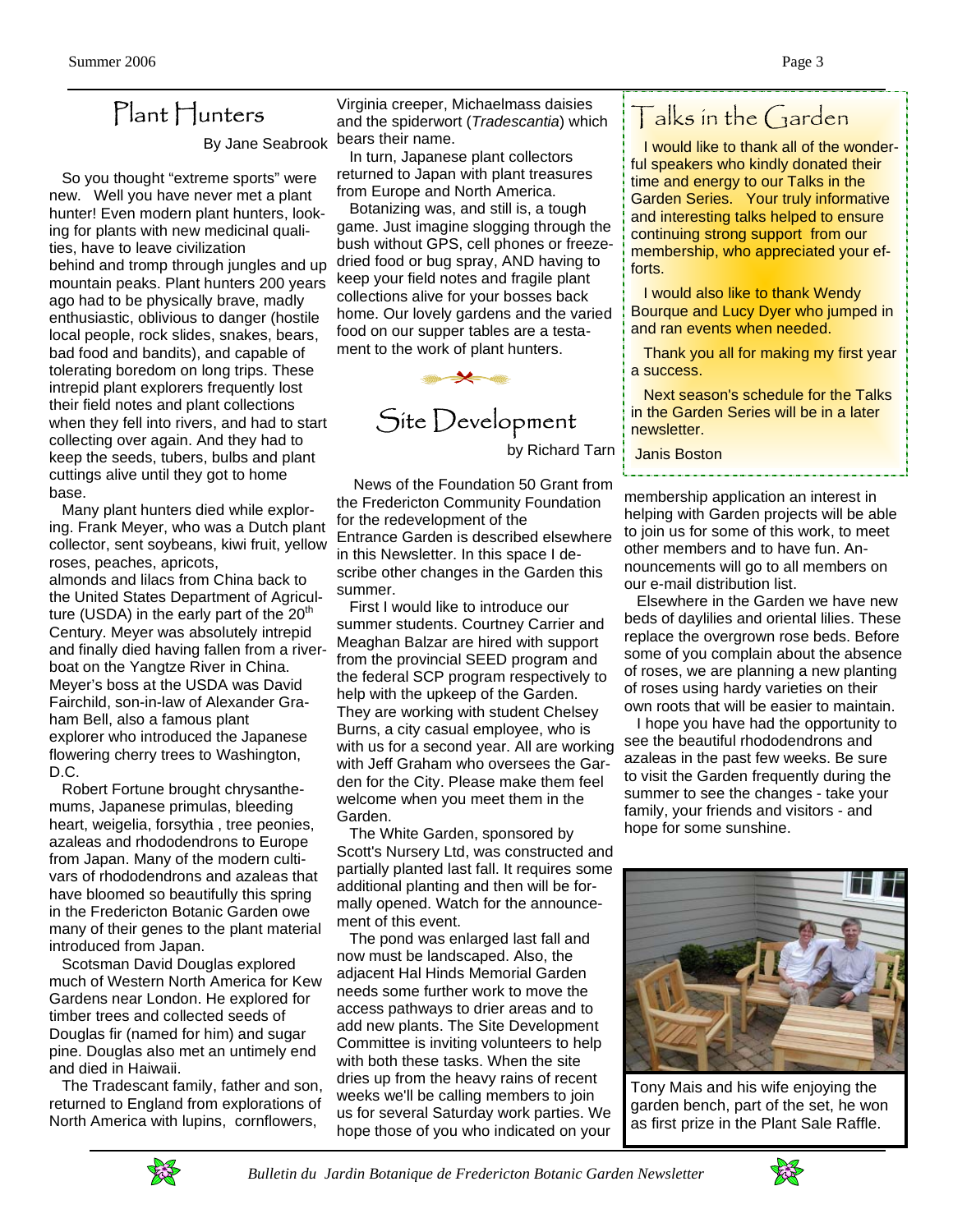## Plant Hunters

By Jane Seabrook

So you thought "extreme sports" were new. Well you have never met a plant hunter! Even modern plant hunters, looking for plants with new medicinal qualities, have to leave civilization behind and tromp through jungles and up mountain peaks. Plant hunters 200 years ago had to be physically brave, madly enthusiastic, oblivious to danger (hostile local people, rock slides, snakes, bears, bad food and bandits), and capable of tolerating boredom on long trips. These intrepid plant explorers frequently lost their field notes and plant collections when they fell into rivers, and had to start collecting over again. And they had to keep the seeds, tubers, bulbs and plant cuttings alive until they got to home base.

Many plant hunters died while exploring. Frank Meyer, who was a Dutch plant collector, sent soybeans, kiwi fruit, yellow roses, peaches, apricots, almonds and lilacs from China back to the United States Department of Agriculture (USDA) in the early part of the 20th Century. Meyer was absolutely intrepid and finally died having fallen from a riverboat on the Yangtze River in China. Meyer's boss at the USDA was David Fairchild, son-in-law of Alexander Graham Bell, also a famous plant explorer who introduced the Japanese flowering cherry trees to Washington, D.C.

Robert Fortune brought chrysanthemums, Japanese primulas, bleeding heart, weigelia, forsythia , tree peonies, azaleas and rhododendrons to Europe from Japan. Many of the modern cultivars of rhododendrons and azaleas that have bloomed so beautifully this spring in the Fredericton Botanic Garden owe many of their genes to the plant material introduced from Japan.

Scotsman David Douglas explored much of Western North America for Kew Gardens near London. He explored for timber trees and collected seeds of Douglas fir (named for him) and sugar pine. Douglas also met an untimely end and died in Haiwaii.

The Tradescant family, father and son, returned to England from explorations of North America with lupins, cornflowers, Virginia creeper, Michaelmass daisies and the spiderwort (*Tradescantia*) which bears their name.

In turn, Japanese plant collectors returned to Japan with plant treasures from Europe and North America.

Botanizing was, and still is, a tough game. Just imagine slogging through the bush without GPS, cell phones or freeze-dried food or bug spray, AND having to keep your field notes and fragile plant collections alive for your bosses back home. Our lovely gardens and the varied food on our supper tables are a testament to the work of plant hunters.

## Site Development

by Richard Tarn

News of the Foundation 50 Grant from the Fredericton Community Foundation for the redevelopment of the Entrance Garden is described elsewhere in this Newsletter. In this space I describe other changes in the Garden this summer.

First I would like to introduce our summer students. Courtney Carrier and Meaghan Balzar are hired with support from the provincial SEED program and the federal SCP program respectively to help with the upkeep of the Garden. They are working with student Chelsey Burns, a city casual employee, who is with us for a second year. All are working with Jeff Graham who oversees the Garden for the City. Please make them feel welcome when you meet them in the Garden.

The White Garden, sponsored by Scott's Nursery Ltd, was constructed and partially planted last fall. It requires some additional planting and then will be formally opened. Watch for the announcement of this event.

The pond was enlarged last fall and now must be landscaped. Also, the adjacent Hal Hinds Memorial Garden needs some further work to move the access pathways to drier areas and to add new plants. The Site Development Committee is inviting volunteers to help with both these tasks. When the site dries up from the heavy rains of recent weeks we'll be calling members to join us for several Saturday work parties. We hope those of you who indicated on your membership application an interest in helping with Garden projects will be able to join us for some of this work, to meet other members and to have fun. Announcements will go to all members on our e-mail distribution list.

Elsewhere in the Garden we have new beds of daylilies and oriental lilies. These replace the overgrown rose beds. Before some of you complain about the absence of roses, we are planning a new planting of roses using hardy varieties on their own roots that will be easier to maintain.

I hope you have had the opportunity to see the beautiful rhododendrons and azaleas in the past few weeks. Be sure to visit the Garden frequently during the summer to see the changes - take your family, your friends and visitors - and hope for some sunshine.

## Talks in the Garden

I would like to thank all of the wonderful speakers who kindly donated their time and energy to our Talks in the Garden Series. Your truly informative and interesting talks helped to ensure continuing strong support from our membership, who appreciated your efforts.

I would also like to thank Wendy Bourque and Lucy Dyer who jumped in and ran events when needed.

Thank you all for making my first year a success.

Next season's schedule for the Talks in the Garden Series will be in a later newsletter.

Janis Boston

Tony Mais and his wife enjoying the garden bench, part of the set, he won as first prize in the Plant Sale Raffle.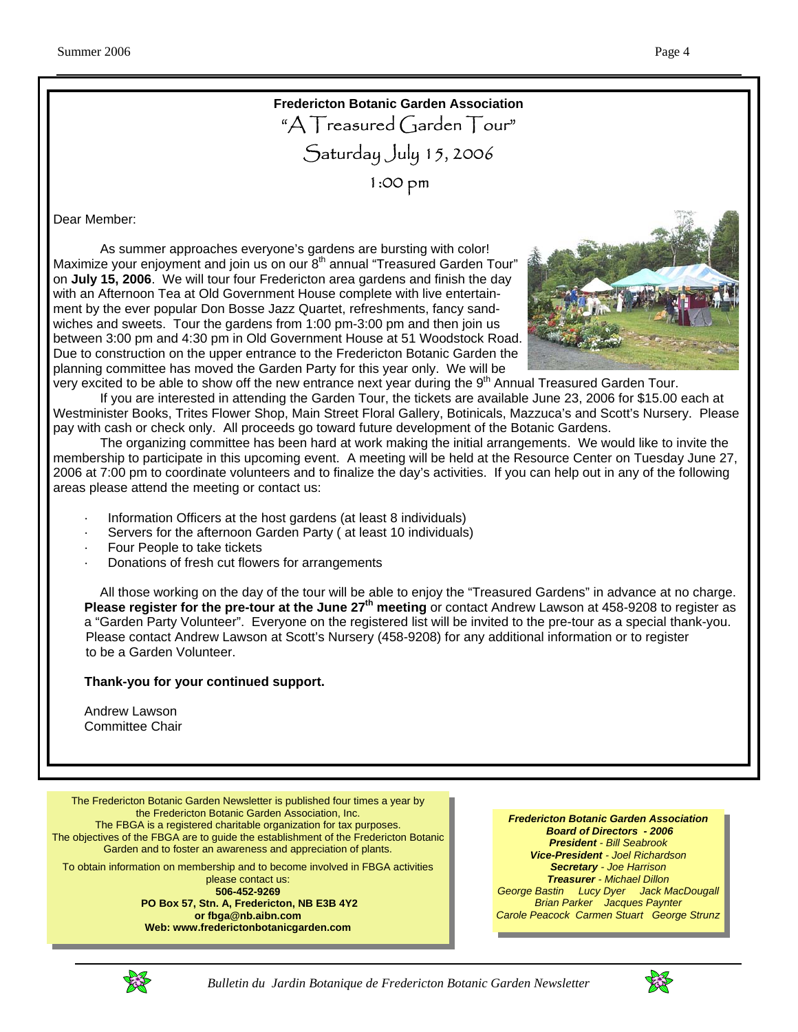**Fredericton Botanic Garden Association**

"A Treasured Garden Tour"

Saturday July 15, 2006

1:00 pm

Dear Member:

As summer approaches everyone's gardens are bursting with color! Maximize your enjoyment and join us on our 8th annual "Treasured Garden Tour" on **July 15, 2006**. We will tour four Fredericton area gardens and finish the day with an Afternoon Tea at Old Government House complete with live entertainment by the ever popular Don Bosse Jazz Quartet, refreshments, fancy sandwiches and sweets. Tour the gardens from 1:00 pm-3:00 pm and then join us between 3:00 pm and 4:30 pm in Old Government House at 51 Woodstock Road. Due to construction on the upper entrance to the Fredericton Botanic Garden the planning committee has moved the Garden Party for this year only. We will be very excited to be able to show off the new entrance next year during the 9th Annual Treasured Garden Tour.

If you are interested in attending the Garden Tour, the tickets are available June 23, 2006 for $15.00 each at Westminister Books, Trites Flower Shop, Main Street Floral Gallery, Botinicals, Mazzuca's and Scott's Nursery. Please pay with cash or check only. All proceeds go toward future development of the Botanic Gardens.

The organizing committee has been hard at work making the initial arrangements. We would like to invite the membership to participate in this upcoming event. A meeting will be held at the Resource Center on Tuesday June 27, 2006 at 7:00 pm to coordinate volunteers and to finalize the day's activities. If you can help out in any of the following areas please attend the meeting or contact us:

- Information Officers at the host gardens (at least 8 individuals)
- Servers for the afternoon Garden Party ( at least 10 individuals)
- Four People to take tickets
- Donations of fresh cut flowers for arrangements

All those working on the day of the tour will be able to enjoy the "Treasured Gardens" in advance at no charge. **Please register for the pre-tour at the June 27th meeting** or contact Andrew Lawson at 458-9208 to register as a "Garden Party Volunteer". Everyone on the registered list will be invited to the pre-tour as a special thank-you. Please contact Andrew Lawson at Scott's Nursery (458-9208) for any additional information or to register to be a Garden Volunteer.

**Thank-you for your continued support.**

Andrew Lawson
Committee Chair

---

The Fredericton Botanic Garden Newsletter is published four times a year by the Fredericton Botanic Garden Association, Inc.
The FBGA is a registered charitable organization for tax purposes.
The objectives of the FBGA are to guide the establishment of the Fredericton Botanic Garden and to foster an awareness and appreciation of plants.

To obtain information on membership and to become involved in FBGA activities please contact us:
**506-452-9269**
**PO Box 57, Stn. A, Fredericton, NB E3B 4Y2**
**or fbga@nb.aibn.com**
**Web: www.frederictonbotanicgarden.com**

***Fredericton Botanic Garden Association***
***Board of Directors - 2006***
***President*** *- Bill Seabrook*
***Vice-President*** *- Joel Richardson*
***Secretary*** *- Joe Harrison*
***Treasurer*** *- Michael Dillon*
*George Bastin Lucy Dyer Jack MacDougall*
*Brian Parker Jacques Paynter*
*Carole Peacock Carmen Stuart George Strunz*